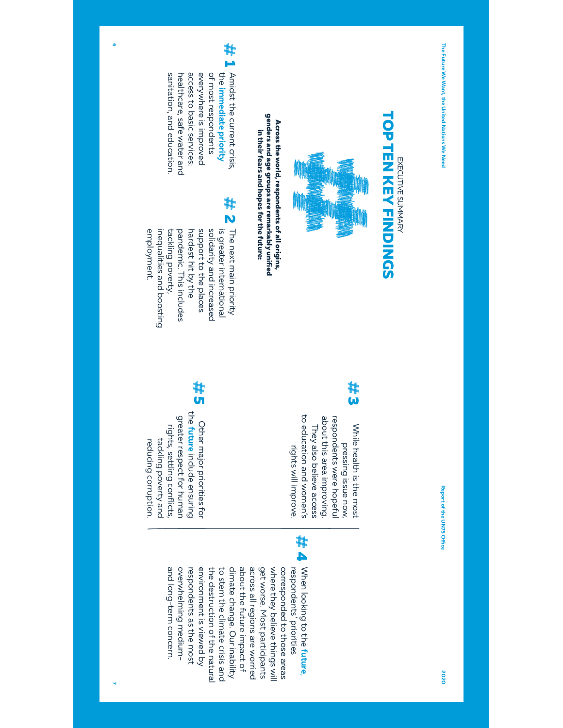EXECUTIVE SUMMARY

# TOP TEN KEY FINDINGS

**Across the world, respondents of all origins, genders and age groups are remarkably unified in their fears and hopes for the future:**

## # 1

Amidst the current crisis, the **immediate priority** of most respondents everywhere is improved access to basic services: healthcare, safe water and sanitation, and education.

## # 2

The next main priority is greater international solidarity and increased support to the places hardest hit by the pandemic. This includes tackling poverty, inequalities and boosting employment.

## # 3

While health is the most pressing issue now, respondents were hopeful about this area improving. They also believe access to education and women's rights will improve.

## # 4

When looking to the **future**, respondents' priorities corresponded to those areas where they believe things will get worse. Most participants across all regions are worried about the future impact of climate change. Our inability to stem the climate crisis and the destruction of the natural environment is viewed by respondents as the most overwhelming medium- and long-term concern.

## # 5

Other major priorities for the **future** include ensuring greater respect for human rights, settling conflicts, tackling poverty and reducing corruption.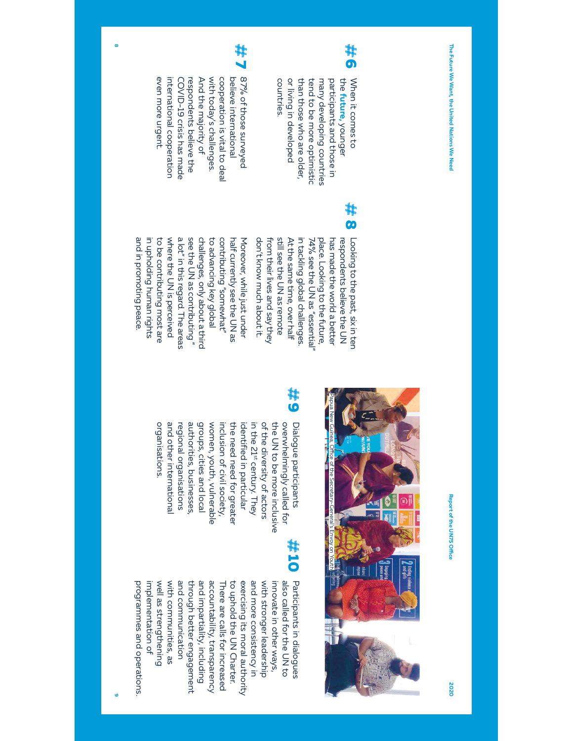## #6

When it comes to the **future**, younger participants and those in many developing countries tend to be more optimistic than those who are older, or living in developed countries.

## #7

87% of those surveyed believe international cooperation is vital to deal with today's challenges. And the majority of respondents believe the COVID-19 crisis has made international cooperation even more urgent.

## #8

Looking to the past, six in ten respondents believe the UN has made the world a better place. Looking to the future, 74% see the UN as "essential" in tackling global challenges. At the same time, over half still see the UN as remote from their lives and say they don't know much about it.

Moreover, while just under half currently see the UN as contributing "somewhat" to advancing key global challenges, only about a third see the UN as contributing "a lot" in this regard. The areas where the UN is perceived to be contributing most are in upholding human rights and in promoting peace.

Papua New Guinea, Office of the Secretary-General's Envoy on Youth

## #9

Dialogue participants overwhelmingly called for the UN to be more inclusive of the diversity of actors in the 21st century. They identified in particular the need need for greater inclusion of civil society, women, youth, vulnerable groups, cities and local authorities, businesses, regional organisations and other international organisations.

## #10

Participants in dialogues also called for the UN to innovate in other ways, with stronger leadership and more consistency in exercising its moral authority to uphold the UN Charter. There are calls for increased accountability, transparency and impartiality, including through better engagement and communication with communities, as well as strengthening implementation of programmes and operations.